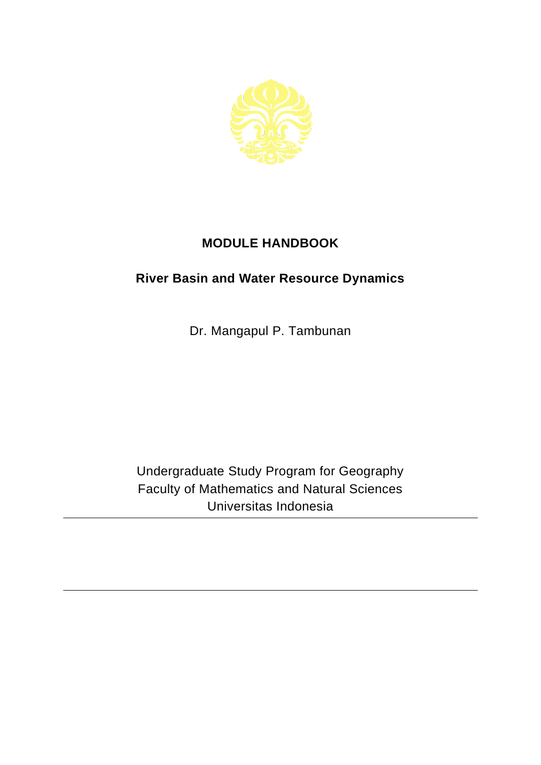# MODULE HANDBOOK

## River Basin and Water Resource Dynamics

Dr. Mangapul P. Tambunan

Undergraduate Study Program for Geography
Faculty of Mathematics and Natural Sciences
Universitas Indonesia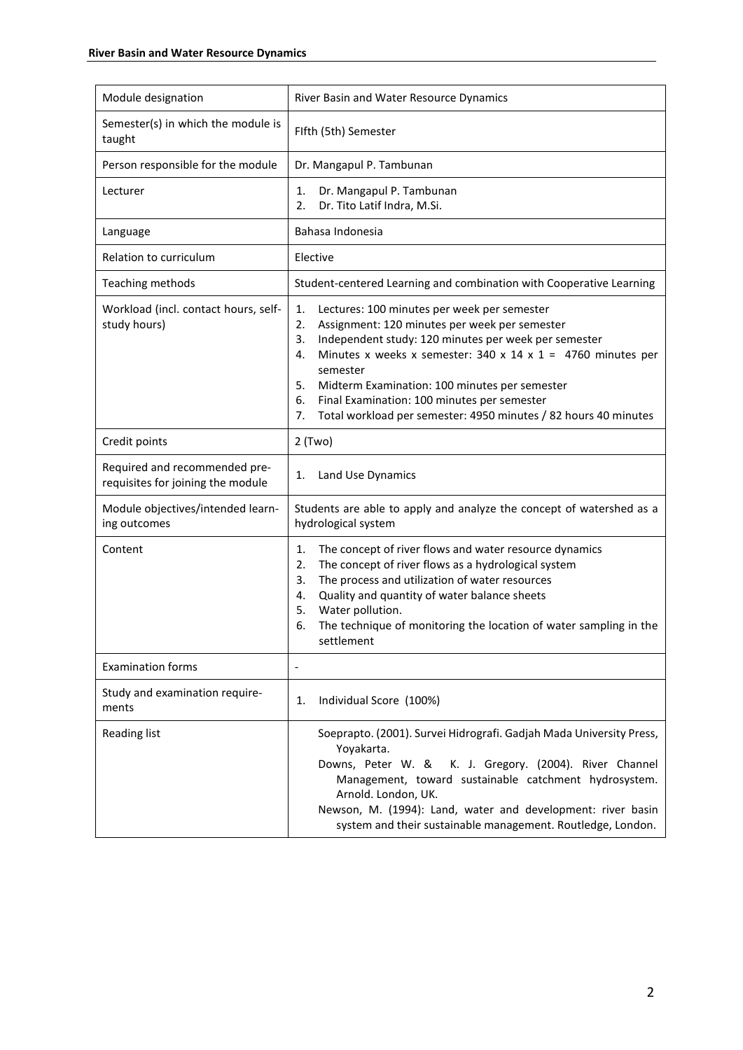| | |
|---|---|
| Module designation | River Basin and Water Resource Dynamics |
| Semester(s) in which the module is taught | FIfth (5th) Semester |
| Person responsible for the module | Dr. Mangapul P. Tambunan |
| Lecturer | 1. Dr. Mangapul P. Tambunan<br>2. Dr. Tito Latif Indra, M.Si. |
| Language | Bahasa Indonesia |
| Relation to curriculum | Elective |
| Teaching methods | Student-centered Learning and combination with Cooperative Learning |
| Workload (incl. contact hours, self-study hours) | 1. Lectures: 100 minutes per week per semester<br>2. Assignment: 120 minutes per week per semester<br>3. Independent study: 120 minutes per week per semester<br>4. Minutes x weeks x semester: 340 x 14 x 1 = 4760 minutes per semester<br>5. Midterm Examination: 100 minutes per semester<br>6. Final Examination: 100 minutes per semester<br>7. Total workload per semester: 4950 minutes / 82 hours 40 minutes |
| Credit points | 2 (Two) |
| Required and recommended pre-requisites for joining the module | 1. Land Use Dynamics |
| Module objectives/intended learning outcomes | Students are able to apply and analyze the concept of watershed as a hydrological system |
| Content | 1. The concept of river flows and water resource dynamics<br>2. The concept of river flows as a hydrological system<br>3. The process and utilization of water resources<br>4. Quality and quantity of water balance sheets<br>5. Water pollution.<br>6. The technique of monitoring the location of water sampling in the settlement |
| Examination forms | - |
| Study and examination requirements | 1. Individual Score (100%) |
| Reading list | Soeprapto. (2001). Survei Hidrografi. Gadjah Mada University Press, Yoyakarta.<br>Downs, Peter W. & K. J. Gregory. (2004). River Channel Management, toward sustainable catchment hydrosystem. Arnold. London, UK.<br>Newson, M. (1994): Land, water and development: river basin system and their sustainable management. Routledge, London. |